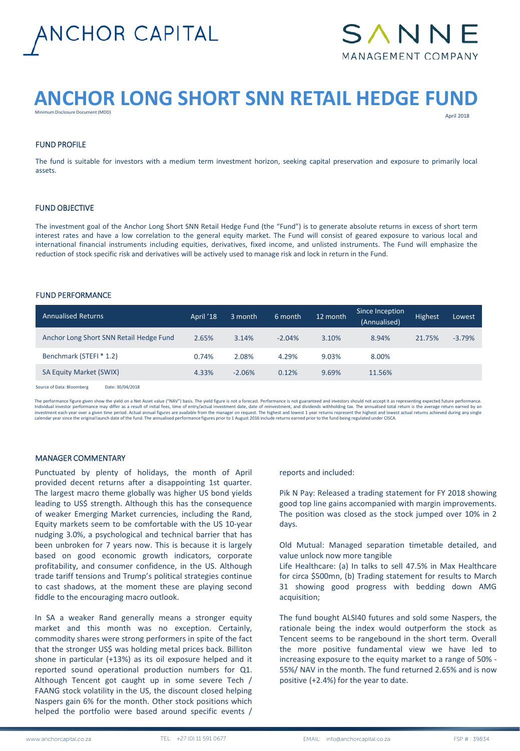ANCHOR CAPITAL

SANNE MANAGEMENT COMPANY

# ANCHOR LONG SHORT SNN RETAIL HEDGE FUND

Minimum Disclosure Document (MDD)

April 2018

## FUND PROFILE

The fund is suitable for investors with a medium term investment horizon, seeking capital preservation and exposure to primarily local assets.

## FUND OBJECTIVE

The investment goal of the Anchor Long Short SNN Retail Hedge Fund (the "Fund") is to generate absolute returns in excess of short term interest rates and have a low correlation to the general equity market. The Fund will consist of geared exposure to various local and international financial instruments including equities, derivatives, fixed income, and unlisted instruments. The Fund will emphasize the reduction of stock specific risk and derivatives will be actively used to manage risk and lock in return in the Fund.

## FUND PERFORMANCE

| Annualised Returns | April '18 | 3 month | 6 month | 12 month | Since Inception (Annualised) | Highest | Lowest |
|---|---|---|---|---|---|---|---|
| Anchor Long Short SNN Retail Hedge Fund | 2.65% | 3.14% | -2.04% | 3.10% | 8.94% | 21.75% | -3.79% |
| Benchmark (STEFI * 1.2) | 0.74% | 2.08% | 4.29% | 9.03% | 8.00% | | |
| SA Equity Market (SWIX) | 4.33% | -2.06% | 0.12% | 9.69% | 11.56% | | |

Source of Data: Bloomberg   Date: 30/04/2018

The performance figure given show the yield on a Net Asset value ("NAV") basis. The yield figure is not a forecast. Performance is not guaranteed and investors should not accept it as representing expected future performance. Individual investor performance may differ as a result of initial fees, time of entry/actual investment date, date of reinvestment, and dividends withholding tax. The annualised total return is the average return earned by an investment each year over a given time period. Actual annual figures are available from the manager on request. The highest and lowest 1 year returns represent the highest and lowest actual returns achieved during any single calendar year since the original launch date of the fund. The annualised performance figures prior to 1 August 2016 include returns earned prior to the fund being regulated under CISCA.

## MANAGER COMMENTARY

Punctuated by plenty of holidays, the month of April provided decent returns after a disappointing 1st quarter. The largest macro theme globally was higher US bond yields leading to US$ strength. Although this has the consequence of weaker Emerging Market currencies, including the Rand, Equity markets seem to be comfortable with the US 10-year nudging 3.0%, a psychological and technical barrier that has been unbroken for 7 years now. This is because it is largely based on good economic growth indicators, corporate profitability, and consumer confidence, in the US. Although trade tariff tensions and Trump's political strategies continue to cast shadows, at the moment these are playing second fiddle to the encouraging macro outlook.

In SA a weaker Rand generally means a stronger equity market and this month was no exception. Certainly, commodity shares were strong performers in spite of the fact that the stronger US$ was holding metal prices back. Billiton shone in particular (+13%) as its oil exposure helped and it reported sound operational production numbers for Q1. Although Tencent got caught up in some severe Tech / FAANG stock volatility in the US, the discount closed helping Naspers gain 6% for the month. Other stock positions which helped the portfolio were based around specific events / reports and included:

Pik N Pay: Released a trading statement for FY 2018 showing good top line gains accompanied with margin improvements. The position was closed as the stock jumped over 10% in 2 days.

Old Mutual: Managed separation timetable detailed, and value unlock now more tangible
Life Healthcare: (a) In talks to sell 47.5% in Max Healthcare for circa $500mn, (b) Trading statement for results to March 31 showing good progress with bedding down AMG acquisition;

The fund bought ALSI40 futures and sold some Naspers, the rationale being the index would outperform the stock as Tencent seems to be rangebound in the short term. Overall the more positive fundamental view we have led to increasing exposure to the equity market to a range of 50% - 55%/ NAV in the month. The fund returned 2.65% and is now positive (+2.4%) for the year to date.

www.anchorcapital.co.za   TEL: +27 (0) 11 591 0677   EMAIL: info@anchorcapital.co.za   FSP # : 39834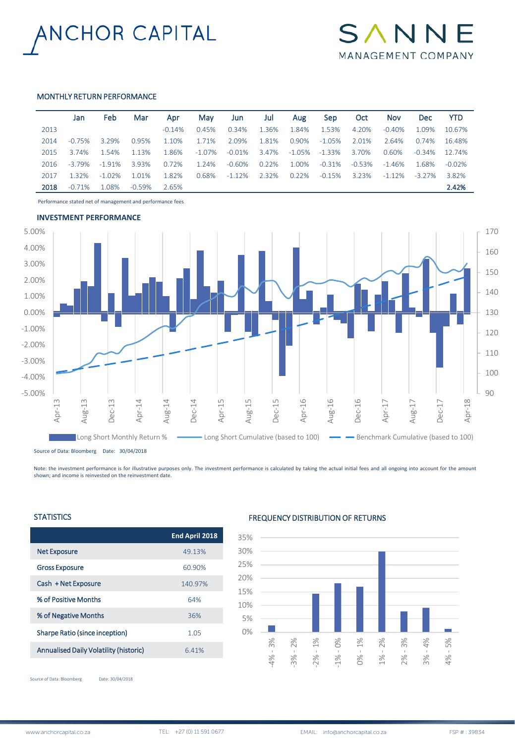ANCHOR CAPITAL

SANNE MANAGEMENT COMPANY

## MONTHLY RETURN PERFORMANCE

| | Jan | Feb | Mar | Apr | May | Jun | Jul | Aug | Sep | Oct | Nov | Dec | YTD |
|---|---|---|---|---|---|---|---|---|---|---|---|---|---|
| 2013 | | | | -0.14% | 0.45% | 0.34% | 1.36% | 1.84% | 1.53% | 4.20% | -0.40% | 1.09% | 10.67% |
| 2014 | -0.75% | 3.29% | 0.95% | 1.10% | 1.71% | 2.09% | 1.81% | 0.90% | -1.05% | 2.01% | 2.64% | 0.74% | 16.48% |
| 2015 | 3.74% | 1.54% | 1.13% | 1.86% | -1.07% | -0.01% | 3.47% | -1.05% | -1.33% | 3.70% | 0.60% | -0.34% | 12.74% |
| 2016 | -3.79% | -1.91% | 3.93% | 0.72% | 1.24% | -0.60% | 0.22% | 1.00% | -0.31% | -0.53% | -1.46% | 1.68% | -0.02% |
| 2017 | 1.32% | -1.02% | 1.01% | 1.82% | 0.68% | -1.12% | 2.32% | 0.22% | -0.15% | 3.23% | -1.12% | -3.27% | 3.82% |
| **2018** | -0.71% | 1.08% | -0.59% | 2.65% | | | | | | | | | **2.42%** |

Performance stated net of management and performance fees

## INVESTMENT PERFORMANCE

Long Short Monthly Return % — Long Short Cumulative (based to 100) — Benchmark Cumulative (based to 100)

Source of Data: Bloomberg Date: 30/04/2018

Note: the investment performance is for illustrative purposes only. The investment performance is calculated by taking the actual initial fees and all ongoing into account for the amount shown; and income is reinvested on the reinvestment date.

## STATISTICS

| | End April 2018 |
|---|---|
| Net Exposure | 49.13% |
| Gross Exposure | 60.90% |
| Cash + Net Exposure | 140.97% |
| % of Positive Months | 64% |
| % of Negative Months | 36% |
| Sharpe Ratio (since inception) | 1.05 |
| Annualised Daily Volatility (historic) | 6.41% |

Source of Data: Bloomberg Date: 30/04/2018

## FREQUENCY DISTRIBUTION OF RETURNS

www.anchorcapital.co.za TEL: +27 (0) 11 591 0677 EMAIL: info@anchorcapital.co.za FSP # : 39834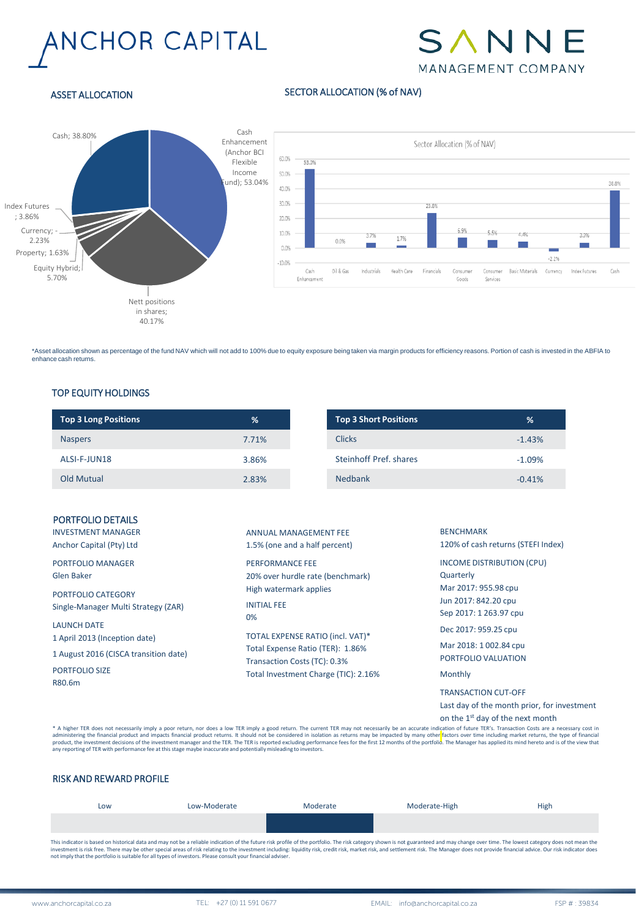ANCHOR CAPITAL

SANNE MANAGEMENT COMPANY

## ASSET ALLOCATION

Cash; 38.80%

Cash Enhancement (Anchor BCI Flexible Income Fund); 53.04%

Index Futures ; 3.86%

Currency; -2.23%

Property; 1.63%

Equity Hybrid; 5.70%

Nett positions in shares; 40.17%

## SECTOR ALLOCATION (% of NAV)

Sector Allocation (% of NAV)

| Sector | % of NAV |
|---|---|
| Cash Enhancement | 53.0% |
| Oil & Gas | 0.0% |
| Industrials | 3.7% |
| Health Care | 1.7% |
| Financials | 23.8% |
| Consumer Goods | 6.9% |
| Consumer Services | 5.5% |
| Basic Materials | 4.4% |
| Currency | -2.1% |
| Index Futures | 3.3% |
| Cash | 38.8% |

*Asset allocation shown as percentage of the fund NAV which will not add to 100% due to equity exposure being taken via margin products for efficiency reasons. Portion of cash is invested in the ABFIA to enhance cash returns.

## TOP EQUITY HOLDINGS

| Top 3 Long Positions | % |
|---|---|
| Naspers | 7.71% |
| ALSI-F-JUN18 | 3.86% |
| Old Mutual | 2.83% |

| Top 3 Short Positions | % |
|---|---|
| Clicks | -1.43% |
| Steinhoff Pref. shares | -1.09% |
| Nedbank | -0.41% |

## PORTFOLIO DETAILS

INVESTMENT MANAGER
Anchor Capital (Pty) Ltd

PORTFOLIO MANAGER
Glen Baker

PORTFOLIO CATEGORY
Single-Manager Multi Strategy (ZAR)

LAUNCH DATE
1 April 2013 (Inception date)
1 August 2016 (CISCA transition date)

PORTFOLIO SIZE
R80.6m

ANNUAL MANAGEMENT FEE
1.5% (one and a half percent)

PERFORMANCE FEE
20% over hurdle rate (benchmark)
High watermark applies

INITIAL FEE
0%

TOTAL EXPENSE RATIO (incl. VAT)*
Total Expense Ratio (TER): 1.86%
Transaction Costs (TC): 0.3%
Total Investment Charge (TIC): 2.16%

BENCHMARK
120% of cash returns (STEFI Index)

INCOME DISTRIBUTION (CPU)
Quarterly
Mar 2017: 955.98 cpu
Jun 2017: 842.20 cpu
Sep 2017: 1 263.97 cpu
Dec 2017: 959.25 cpu
Mar 2018: 1 002.84 cpu

PORTFOLIO VALUATION
Monthly

TRANSACTION CUT-OFF
Last day of the month prior, for investment on the 1st day of the next month

* A higher TER does not necessarily imply a poor return, nor does a low TER imply a good return. The current TER may not necessarily be an accurate indication of future TER's. Transaction Costs are a necessary cost in administering the financial product and impacts financial product returns. It should not be considered in isolation as returns may be impacted by many other factors over time including market returns, the type of financial product, the investment decisions of the investment manager and the TER. The TER is reported excluding performance fees for the first 12 months of the portfolio. The Manager has applied its mind hereto and is of the view that any reporting of TER with performance fee at this stage maybe inaccurate and potentially misleading to investors.

## RISK AND REWARD PROFILE

| Low | Low-Moderate | Moderate | Moderate-High | High |
|---|---|---|---|---|
| | | ■ | | |

This indicator is based on historical data and may not be a reliable indication of the future risk profile of the portfolio. The risk category shown is not guaranteed and may change over time. The lowest category does not mean the investment is risk free. There may be other special areas of risk relating to the investment including: liquidity risk, credit risk, market risk, and settlement risk. The Manager does not provide financial advice. Our risk indicator does not imply that the portfolio is suitable for all types of investors. Please consult your financial adviser.

www.anchorcapital.co.za | TEL: +27 (0) 11 591 0677 | EMAIL: info@anchorcapital.co.za | FSP # : 39834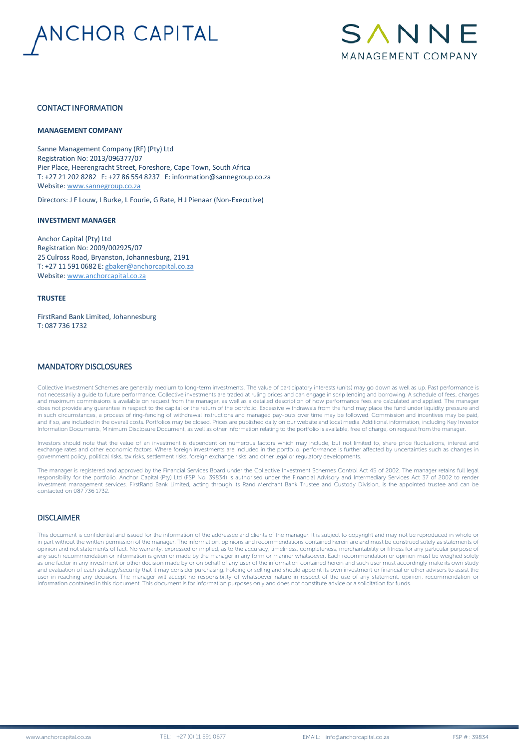ANCHOR CAPITAL

SANNE MANAGEMENT COMPANY

## CONTACT INFORMATION

**MANAGEMENT COMPANY**

Sanne Management Company (RF) (Pty) Ltd
Registration No: 2013/096377/07
Pier Place, Heerengracht Street, Foreshore, Cape Town, South Africa
T: +27 21 202 8282 F: +27 86 554 8237 E: information@sannegroup.co.za
Website: www.sannegroup.co.za

Directors: J F Louw, I Burke, L Fourie, G Rate, H J Pienaar (Non-Executive)

**INVESTMENT MANAGER**

Anchor Capital (Pty) Ltd
Registration No: 2009/002925/07
25 Culross Road, Bryanston, Johannesburg, 2191
T: +27 11 591 0682 E: gbaker@anchorcapital.co.za
Website: www.anchorcapital.co.za

**TRUSTEE**

FirstRand Bank Limited, Johannesburg
T: 087 736 1732

## MANDATORY DISCLOSURES

Collective Investment Schemes are generally medium to long-term investments. The value of participatory interests (units) may go down as well as up. Past performance is not necessarily a guide to future performance. Collective investments are traded at ruling prices and can engage in scrip lending and borrowing. A schedule of fees, charges and maximum commissions is available on request from the manager, as well as a detailed description of how performance fees are calculated and applied. The manager does not provide any guarantee in respect to the capital or the return of the portfolio. Excessive withdrawals from the fund may place the fund under liquidity pressure and in such circumstances, a process of ring-fencing of withdrawal instructions and managed pay-outs over time may be followed. Commission and incentives may be paid, and if so, are included in the overall costs. Portfolios may be closed. Prices are published daily on our website and local media. Additional information, including Key Investor Information Documents, Minimum Disclosure Document, as well as other information relating to the portfolio is available, free of charge, on request from the manager.

Investors should note that the value of an investment is dependent on numerous factors which may include, but not limited to, share price fluctuations, interest and exchange rates and other economic factors. Where foreign investments are included in the portfolio, performance is further affected by uncertainties such as changes in government policy, political risks, tax risks, settlement risks, foreign exchange risks, and other legal or regulatory developments.

The manager is registered and approved by the Financial Services Board under the Collective Investment Schemes Control Act 45 of 2002. The manager retains full legal responsibility for the portfolio. Anchor Capital (Pty) Ltd (FSP No. 39834) is authorised under the Financial Advisory and Intermediary Services Act 37 of 2002 to render investment management services. FirstRand Bank Limited, acting through its Rand Merchant Bank Trustee and Custody Division, is the appointed trustee and can be contacted on 087 736 1732.

## DISCLAIMER

This document is confidential and issued for the information of the addressee and clients of the manager. It is subject to copyright and may not be reproduced in whole or in part without the written permission of the manager. The information, opinions and recommendations contained herein are and must be construed solely as statements of opinion and not statements of fact. No warranty, expressed or implied, as to the accuracy, timeliness, completeness, merchantability or fitness for any particular purpose of any such recommendation or information is given or made by the manager in any form or manner whatsoever. Each recommendation or opinion must be weighed solely as one factor in any investment or other decision made by or on behalf of any user of the information contained herein and such user must accordingly make its own study and evaluation of each strategy/security that it may consider purchasing, holding or selling and should appoint its own investment or financial or other advisers to assist the user in reaching any decision. The manager will accept no responsibility of whatsoever nature in respect of the use of any statement, opinion, recommendation or information contained in this document. This document is for information purposes only and does not constitute advice or a solicitation for funds.

www.anchorcapital.co.za TEL: +27 (0) 11 591 0677 EMAIL: info@anchorcapital.co.za FSP # : 39834